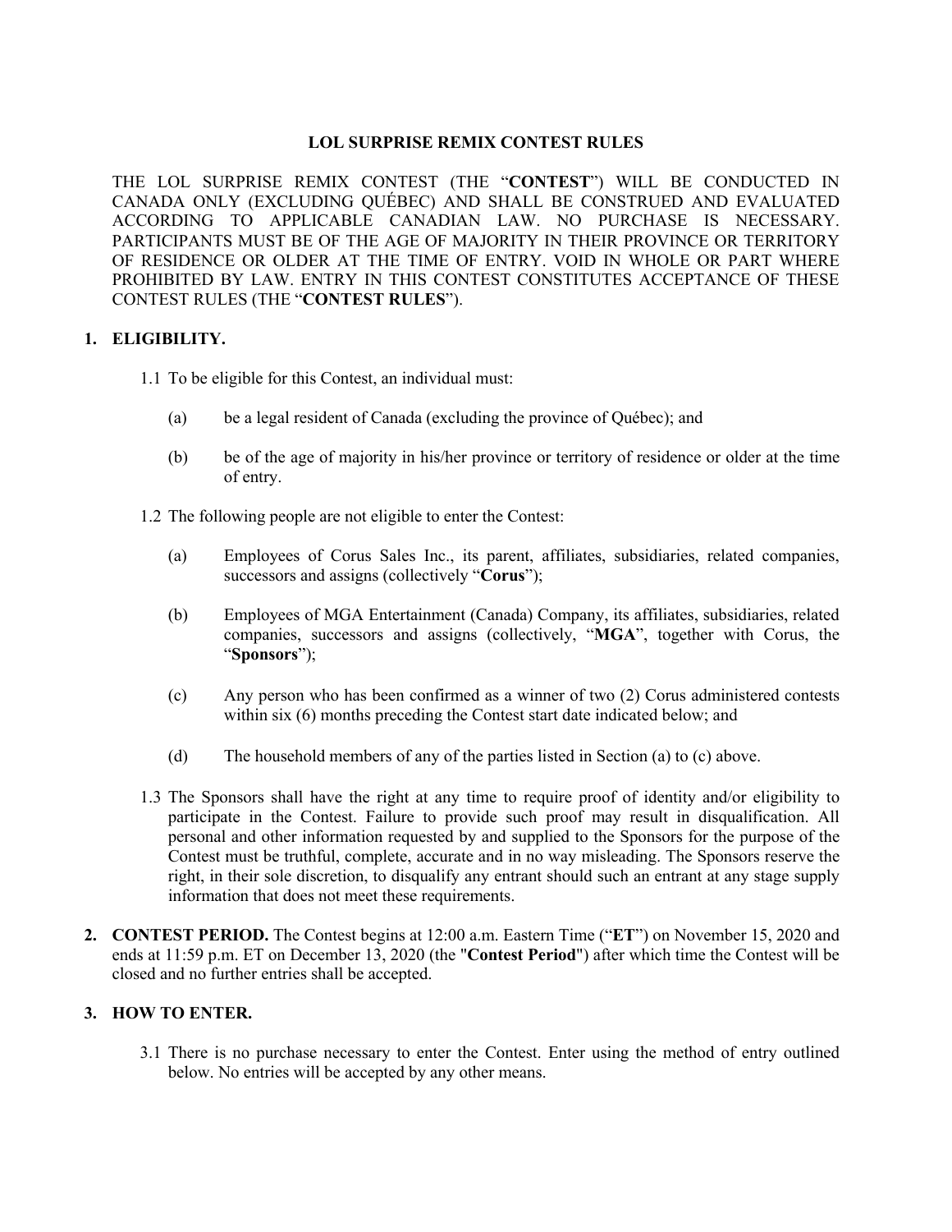# LOL SURPRISE REMIX CONTEST RULES

THE LOL SURPRISE REMIX CONTEST (THE "**CONTEST**") WILL BE CONDUCTED IN CANADA ONLY (EXCLUDING QUÉBEC) AND SHALL BE CONSTRUED AND EVALUATED ACCORDING TO APPLICABLE CANADIAN LAW. NO PURCHASE IS NECESSARY. PARTICIPANTS MUST BE OF THE AGE OF MAJORITY IN THEIR PROVINCE OR TERRITORY OF RESIDENCE OR OLDER AT THE TIME OF ENTRY. VOID IN WHOLE OR PART WHERE PROHIBITED BY LAW. ENTRY IN THIS CONTEST CONSTITUTES ACCEPTANCE OF THESE CONTEST RULES (THE "**CONTEST RULES**").

## 1. ELIGIBILITY.

1.1 To be eligible for this Contest, an individual must:

- (a) be a legal resident of Canada (excluding the province of Québec); and
- (b) be of the age of majority in his/her province or territory of residence or older at the time of entry.

1.2 The following people are not eligible to enter the Contest:

- (a) Employees of Corus Sales Inc., its parent, affiliates, subsidiaries, related companies, successors and assigns (collectively "**Corus**");
- (b) Employees of MGA Entertainment (Canada) Company, its affiliates, subsidiaries, related companies, successors and assigns (collectively, "**MGA**", together with Corus, the "**Sponsors**");
- (c) Any person who has been confirmed as a winner of two (2) Corus administered contests within six (6) months preceding the Contest start date indicated below; and
- (d) The household members of any of the parties listed in Section (a) to (c) above.

1.3 The Sponsors shall have the right at any time to require proof of identity and/or eligibility to participate in the Contest. Failure to provide such proof may result in disqualification. All personal and other information requested by and supplied to the Sponsors for the purpose of the Contest must be truthful, complete, accurate and in no way misleading. The Sponsors reserve the right, in their sole discretion, to disqualify any entrant should such an entrant at any stage supply information that does not meet these requirements.

## 2. CONTEST PERIOD.

The Contest begins at 12:00 a.m. Eastern Time ("**ET**") on November 15, 2020 and ends at 11:59 p.m. ET on December 13, 2020 (the "**Contest Period**") after which time the Contest will be closed and no further entries shall be accepted.

## 3. HOW TO ENTER.

3.1 There is no purchase necessary to enter the Contest. Enter using the method of entry outlined below. No entries will be accepted by any other means.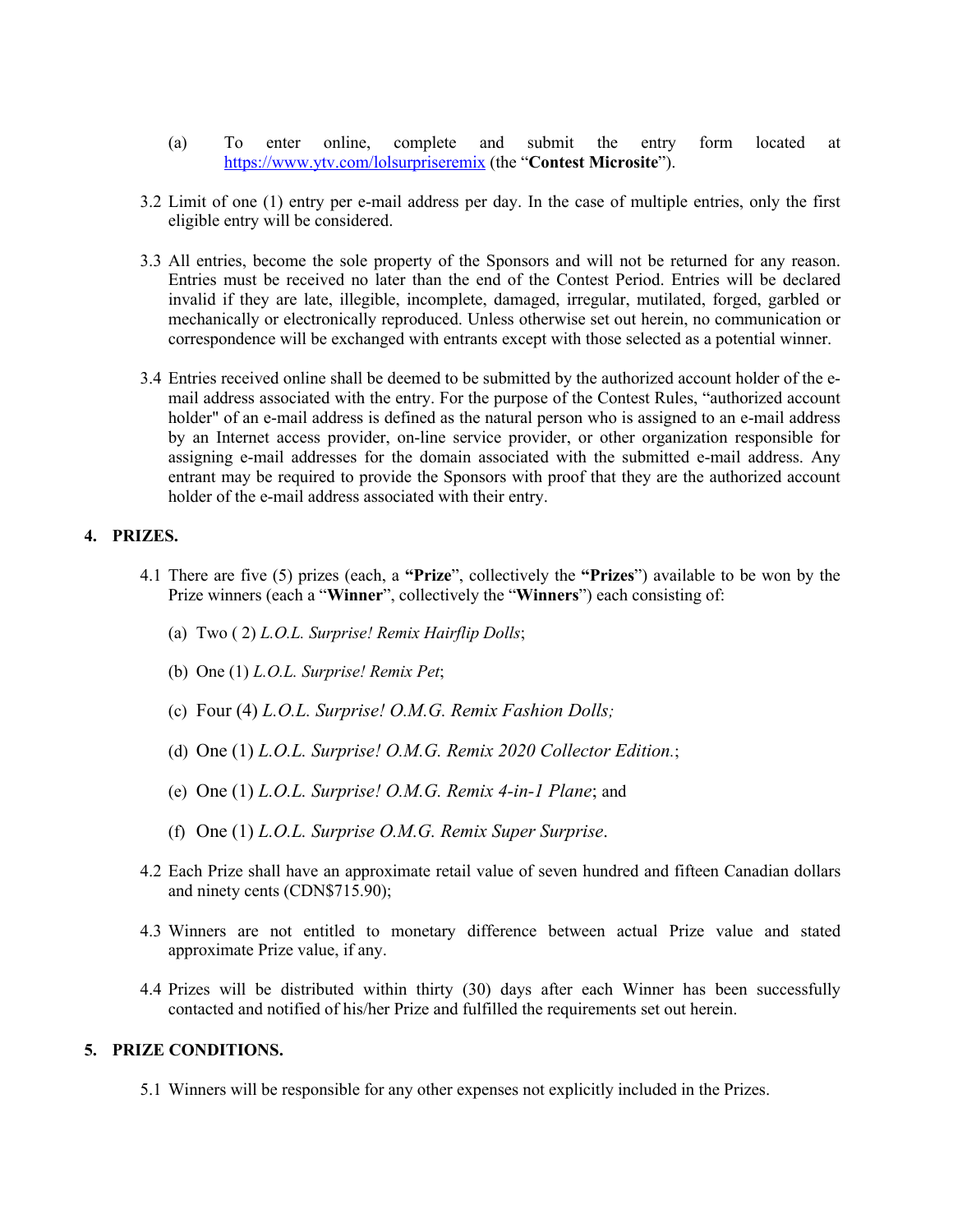(a) To enter online, complete and submit the entry form located at [https://www.ytv.com/lolsurpriseremix](https://www.ytv.com/lolsurpriseremix) (the "**Contest Microsite**").

3.2 Limit of one (1) entry per e-mail address per day. In the case of multiple entries, only the first eligible entry will be considered.

3.3 All entries, become the sole property of the Sponsors and will not be returned for any reason. Entries must be received no later than the end of the Contest Period. Entries will be declared invalid if they are late, illegible, incomplete, damaged, irregular, mutilated, forged, garbled or mechanically or electronically reproduced. Unless otherwise set out herein, no communication or correspondence will be exchanged with entrants except with those selected as a potential winner.

3.4 Entries received online shall be deemed to be submitted by the authorized account holder of the e-mail address associated with the entry. For the purpose of the Contest Rules, "authorized account holder" of an e-mail address is defined as the natural person who is assigned to an e-mail address by an Internet access provider, on-line service provider, or other organization responsible for assigning e-mail addresses for the domain associated with the submitted e-mail address. Any entrant may be required to provide the Sponsors with proof that they are the authorized account holder of the e-mail address associated with their entry.

## 4. PRIZES.

4.1 There are five (5) prizes (each, a **"Prize**", collectively the **"Prizes**") available to be won by the Prize winners (each a "**Winner**", collectively the "**Winners**") each consisting of:

(a) Two ( 2) *L.O.L. Surprise! Remix Hairflip Dolls*;

(b) One (1) *L.O.L. Surprise! Remix Pet*;

(c) Four (4) *L.O.L. Surprise! O.M.G. Remix Fashion Dolls;*

(d) One (1) *L.O.L. Surprise! O.M.G. Remix 2020 Collector Edition.*;

(e) One (1) *L.O.L. Surprise! O.M.G. Remix 4-in-1 Plane*; and

(f) One (1) *L.O.L. Surprise O.M.G. Remix Super Surprise*.

4.2 Each Prize shall have an approximate retail value of seven hundred and fifteen Canadian dollars and ninety cents (CDN$715.90);

4.3 Winners are not entitled to monetary difference between actual Prize value and stated approximate Prize value, if any.

4.4 Prizes will be distributed within thirty (30) days after each Winner has been successfully contacted and notified of his/her Prize and fulfilled the requirements set out herein.

## 5. PRIZE CONDITIONS.

5.1 Winners will be responsible for any other expenses not explicitly included in the Prizes.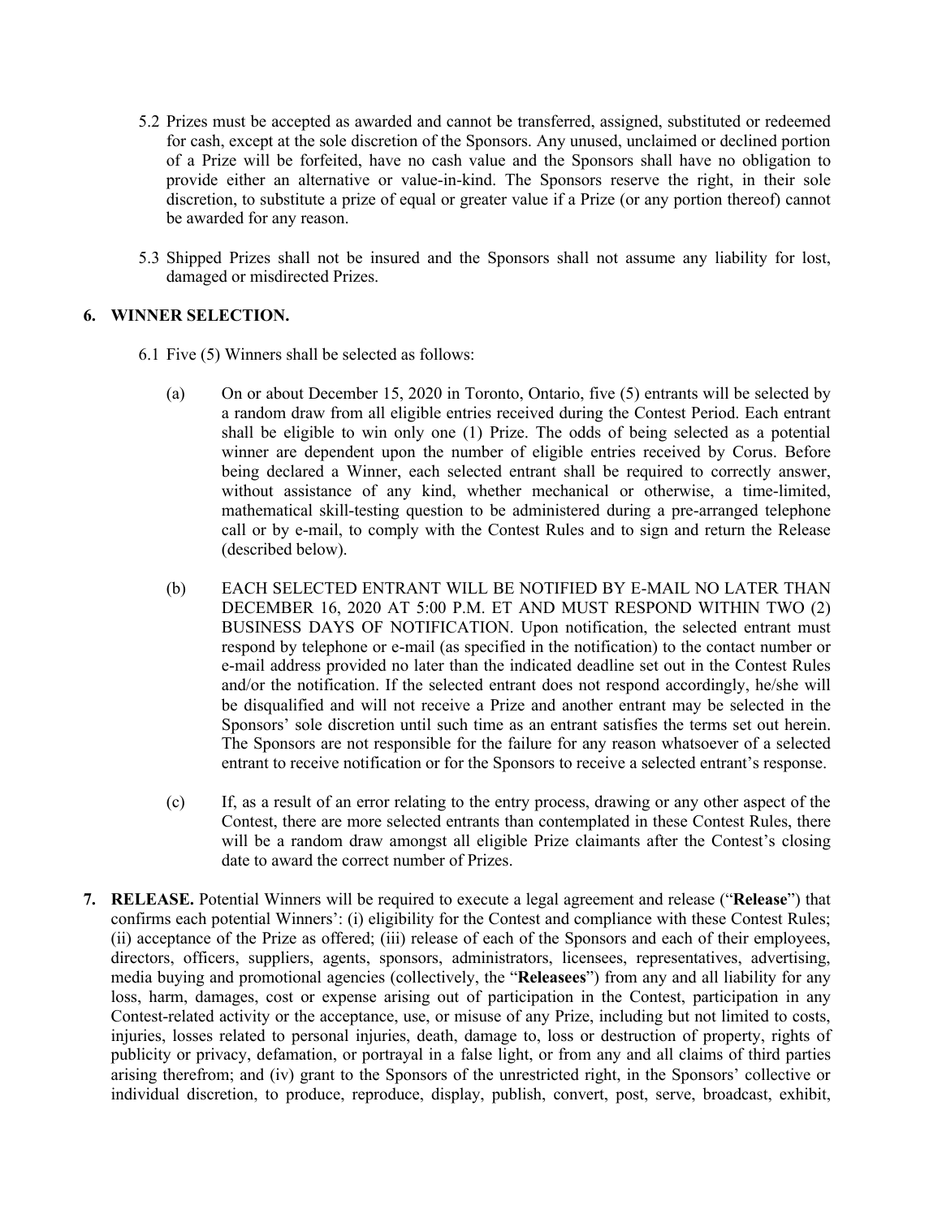5.2 Prizes must be accepted as awarded and cannot be transferred, assigned, substituted or redeemed for cash, except at the sole discretion of the Sponsors. Any unused, unclaimed or declined portion of a Prize will be forfeited, have no cash value and the Sponsors shall have no obligation to provide either an alternative or value-in-kind. The Sponsors reserve the right, in their sole discretion, to substitute a prize of equal or greater value if a Prize (or any portion thereof) cannot be awarded for any reason.

5.3 Shipped Prizes shall not be insured and the Sponsors shall not assume any liability for lost, damaged or misdirected Prizes.

**6. WINNER SELECTION.**

6.1 Five (5) Winners shall be selected as follows:

(a) On or about December 15, 2020 in Toronto, Ontario, five (5) entrants will be selected by a random draw from all eligible entries received during the Contest Period. Each entrant shall be eligible to win only one (1) Prize. The odds of being selected as a potential winner are dependent upon the number of eligible entries received by Corus. Before being declared a Winner, each selected entrant shall be required to correctly answer, without assistance of any kind, whether mechanical or otherwise, a time-limited, mathematical skill-testing question to be administered during a pre-arranged telephone call or by e-mail, to comply with the Contest Rules and to sign and return the Release (described below).

(b) EACH SELECTED ENTRANT WILL BE NOTIFIED BY E-MAIL NO LATER THAN DECEMBER 16, 2020 AT 5:00 P.M. ET AND MUST RESPOND WITHIN TWO (2) BUSINESS DAYS OF NOTIFICATION. Upon notification, the selected entrant must respond by telephone or e-mail (as specified in the notification) to the contact number or e-mail address provided no later than the indicated deadline set out in the Contest Rules and/or the notification. If the selected entrant does not respond accordingly, he/she will be disqualified and will not receive a Prize and another entrant may be selected in the Sponsors' sole discretion until such time as an entrant satisfies the terms set out herein. The Sponsors are not responsible for the failure for any reason whatsoever of a selected entrant to receive notification or for the Sponsors to receive a selected entrant's response.

(c) If, as a result of an error relating to the entry process, drawing or any other aspect of the Contest, there are more selected entrants than contemplated in these Contest Rules, there will be a random draw amongst all eligible Prize claimants after the Contest's closing date to award the correct number of Prizes.

**7. RELEASE.** Potential Winners will be required to execute a legal agreement and release ("**Release**") that confirms each potential Winners': (i) eligibility for the Contest and compliance with these Contest Rules; (ii) acceptance of the Prize as offered; (iii) release of each of the Sponsors and each of their employees, directors, officers, suppliers, agents, sponsors, administrators, licensees, representatives, advertising, media buying and promotional agencies (collectively, the "**Releasees**") from any and all liability for any loss, harm, damages, cost or expense arising out of participation in the Contest, participation in any Contest-related activity or the acceptance, use, or misuse of any Prize, including but not limited to costs, injuries, losses related to personal injuries, death, damage to, loss or destruction of property, rights of publicity or privacy, defamation, or portrayal in a false light, or from any and all claims of third parties arising therefrom; and (iv) grant to the Sponsors of the unrestricted right, in the Sponsors' collective or individual discretion, to produce, reproduce, display, publish, convert, post, serve, broadcast, exhibit,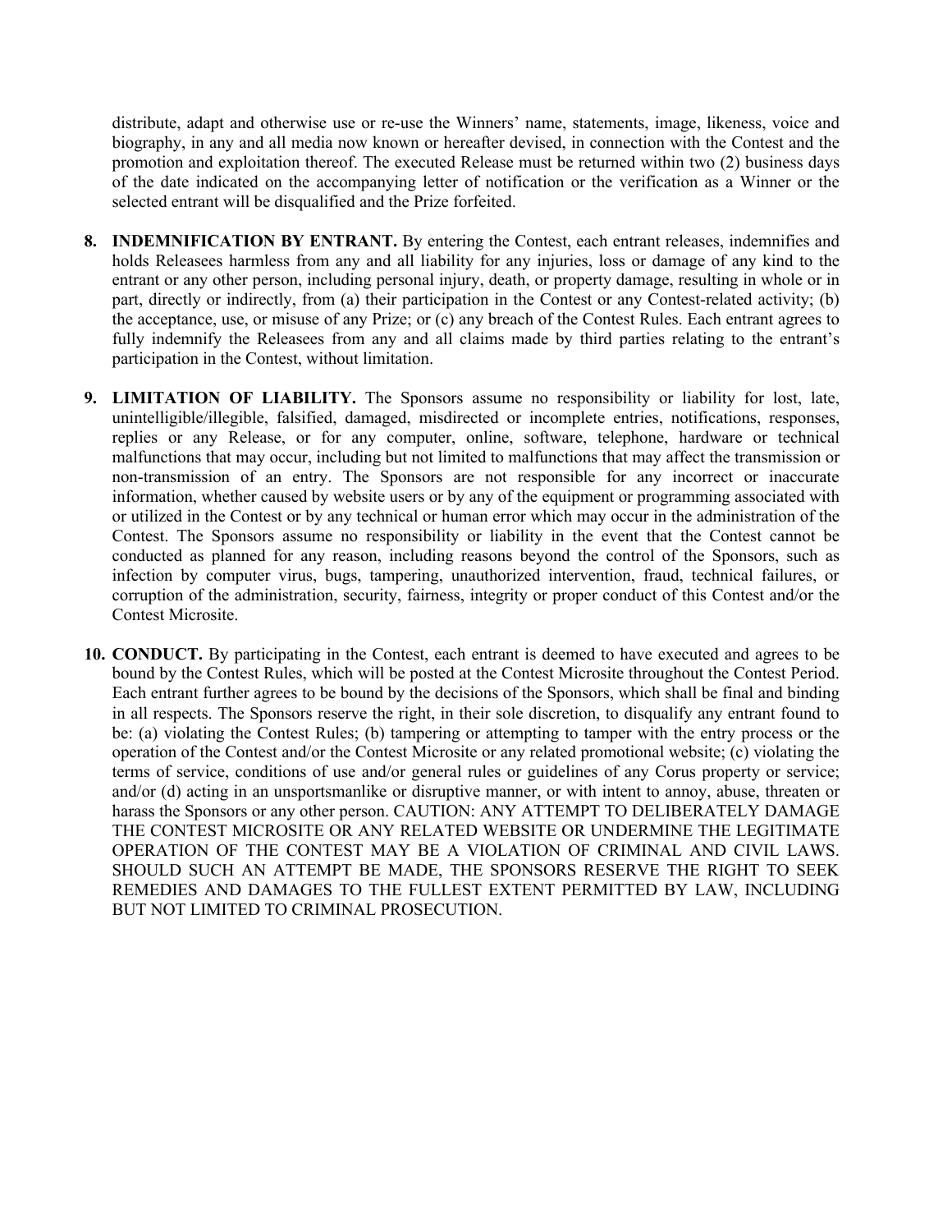distribute, adapt and otherwise use or re-use the Winners' name, statements, image, likeness, voice and biography, in any and all media now known or hereafter devised, in connection with the Contest and the promotion and exploitation thereof. The executed Release must be returned within two (2) business days of the date indicated on the accompanying letter of notification or the verification as a Winner or the selected entrant will be disqualified and the Prize forfeited.

8. **INDEMNIFICATION BY ENTRANT.** By entering the Contest, each entrant releases, indemnifies and holds Releasees harmless from any and all liability for any injuries, loss or damage of any kind to the entrant or any other person, including personal injury, death, or property damage, resulting in whole or in part, directly or indirectly, from (a) their participation in the Contest or any Contest-related activity; (b) the acceptance, use, or misuse of any Prize; or (c) any breach of the Contest Rules. Each entrant agrees to fully indemnify the Releasees from any and all claims made by third parties relating to the entrant's participation in the Contest, without limitation.

9. **LIMITATION OF LIABILITY.** The Sponsors assume no responsibility or liability for lost, late, unintelligible/illegible, falsified, damaged, misdirected or incomplete entries, notifications, responses, replies or any Release, or for any computer, online, software, telephone, hardware or technical malfunctions that may occur, including but not limited to malfunctions that may affect the transmission or non-transmission of an entry. The Sponsors are not responsible for any incorrect or inaccurate information, whether caused by website users or by any of the equipment or programming associated with or utilized in the Contest or by any technical or human error which may occur in the administration of the Contest. The Sponsors assume no responsibility or liability in the event that the Contest cannot be conducted as planned for any reason, including reasons beyond the control of the Sponsors, such as infection by computer virus, bugs, tampering, unauthorized intervention, fraud, technical failures, or corruption of the administration, security, fairness, integrity or proper conduct of this Contest and/or the Contest Microsite.

10. **CONDUCT.** By participating in the Contest, each entrant is deemed to have executed and agrees to be bound by the Contest Rules, which will be posted at the Contest Microsite throughout the Contest Period. Each entrant further agrees to be bound by the decisions of the Sponsors, which shall be final and binding in all respects. The Sponsors reserve the right, in their sole discretion, to disqualify any entrant found to be: (a) violating the Contest Rules; (b) tampering or attempting to tamper with the entry process or the operation of the Contest and/or the Contest Microsite or any related promotional website; (c) violating the terms of service, conditions of use and/or general rules or guidelines of any Corus property or service; and/or (d) acting in an unsportsmanlike or disruptive manner, or with intent to annoy, abuse, threaten or harass the Sponsors or any other person. CAUTION: ANY ATTEMPT TO DELIBERATELY DAMAGE THE CONTEST MICROSITE OR ANY RELATED WEBSITE OR UNDERMINE THE LEGITIMATE OPERATION OF THE CONTEST MAY BE A VIOLATION OF CRIMINAL AND CIVIL LAWS. SHOULD SUCH AN ATTEMPT BE MADE, THE SPONSORS RESERVE THE RIGHT TO SEEK REMEDIES AND DAMAGES TO THE FULLEST EXTENT PERMITTED BY LAW, INCLUDING BUT NOT LIMITED TO CRIMINAL PROSECUTION.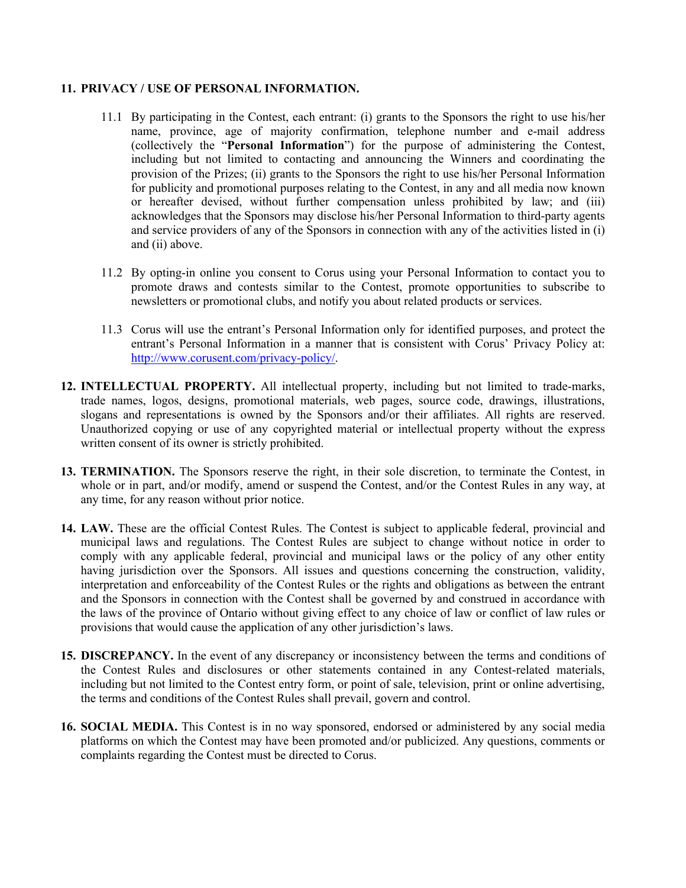**11. PRIVACY / USE OF PERSONAL INFORMATION.**

11.1 By participating in the Contest, each entrant: (i) grants to the Sponsors the right to use his/her name, province, age of majority confirmation, telephone number and e-mail address (collectively the "**Personal Information**") for the purpose of administering the Contest, including but not limited to contacting and announcing the Winners and coordinating the provision of the Prizes; (ii) grants to the Sponsors the right to use his/her Personal Information for publicity and promotional purposes relating to the Contest, in any and all media now known or hereafter devised, without further compensation unless prohibited by law; and (iii) acknowledges that the Sponsors may disclose his/her Personal Information to third-party agents and service providers of any of the Sponsors in connection with any of the activities listed in (i) and (ii) above.

11.2 By opting-in online you consent to Corus using your Personal Information to contact you to promote draws and contests similar to the Contest, promote opportunities to subscribe to newsletters or promotional clubs, and notify you about related products or services.

11.3 Corus will use the entrant's Personal Information only for identified purposes, and protect the entrant's Personal Information in a manner that is consistent with Corus' Privacy Policy at: [http://www.corusent.com/privacy-policy/](http://www.corusent.com/privacy-policy/).

**12. INTELLECTUAL PROPERTY.** All intellectual property, including but not limited to trade-marks, trade names, logos, designs, promotional materials, web pages, source code, drawings, illustrations, slogans and representations is owned by the Sponsors and/or their affiliates. All rights are reserved. Unauthorized copying or use of any copyrighted material or intellectual property without the express written consent of its owner is strictly prohibited.

**13. TERMINATION.** The Sponsors reserve the right, in their sole discretion, to terminate the Contest, in whole or in part, and/or modify, amend or suspend the Contest, and/or the Contest Rules in any way, at any time, for any reason without prior notice.

**14. LAW.** These are the official Contest Rules. The Contest is subject to applicable federal, provincial and municipal laws and regulations. The Contest Rules are subject to change without notice in order to comply with any applicable federal, provincial and municipal laws or the policy of any other entity having jurisdiction over the Sponsors. All issues and questions concerning the construction, validity, interpretation and enforceability of the Contest Rules or the rights and obligations as between the entrant and the Sponsors in connection with the Contest shall be governed by and construed in accordance with the laws of the province of Ontario without giving effect to any choice of law or conflict of law rules or provisions that would cause the application of any other jurisdiction's laws.

**15. DISCREPANCY.** In the event of any discrepancy or inconsistency between the terms and conditions of the Contest Rules and disclosures or other statements contained in any Contest-related materials, including but not limited to the Contest entry form, or point of sale, television, print or online advertising, the terms and conditions of the Contest Rules shall prevail, govern and control.

**16. SOCIAL MEDIA.** This Contest is in no way sponsored, endorsed or administered by any social media platforms on which the Contest may have been promoted and/or publicized. Any questions, comments or complaints regarding the Contest must be directed to Corus.